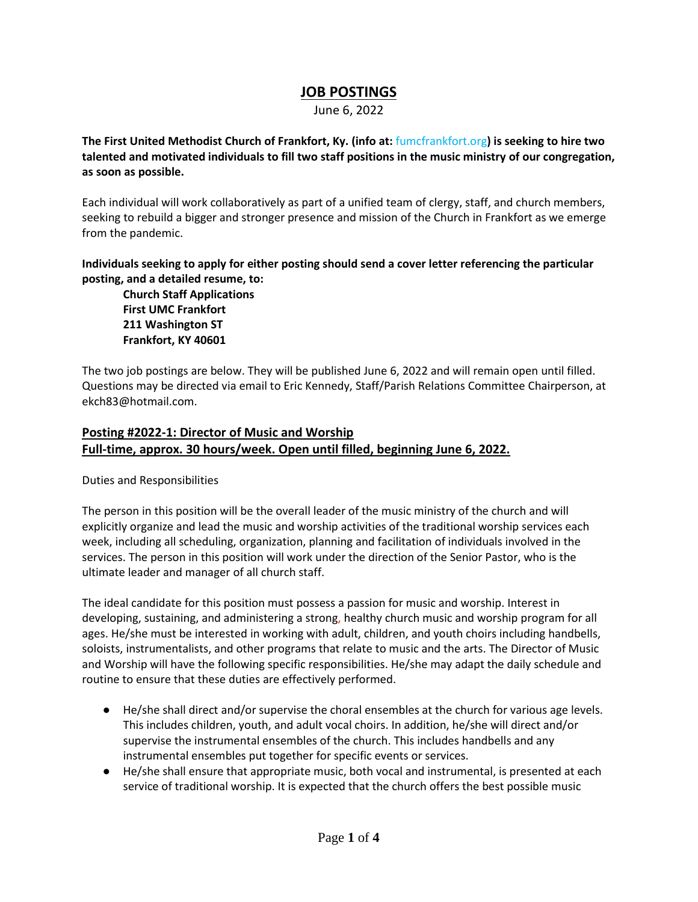# JOB POSTINGS

June 6, 2022

**The First United Methodist Church of Frankfort, Ky. (info at: fumcfrankfort.org) is seeking to hire two talented and motivated individuals to fill two staff positions in the music ministry of our congregation, as soon as possible.**

Each individual will work collaboratively as part of a unified team of clergy, staff, and church members, seeking to rebuild a bigger and stronger presence and mission of the Church in Frankfort as we emerge from the pandemic.

**Individuals seeking to apply for either posting should send a cover letter referencing the particular posting, and a detailed resume, to:**

**Church Staff Applications**
**First UMC Frankfort**
**211 Washington ST**
**Frankfort, KY 40601**

The two job postings are below. They will be published June 6, 2022 and will remain open until filled. Questions may be directed via email to Eric Kennedy, Staff/Parish Relations Committee Chairperson, at ekch83@hotmail.com.

## Posting #2022-1: Director of Music and Worship
## Full-time, approx. 30 hours/week. Open until filled, beginning June 6, 2022.

Duties and Responsibilities

The person in this position will be the overall leader of the music ministry of the church and will explicitly organize and lead the music and worship activities of the traditional worship services each week, including all scheduling, organization, planning and facilitation of individuals involved in the services. The person in this position will work under the direction of the Senior Pastor, who is the ultimate leader and manager of all church staff.

The ideal candidate for this position must possess a passion for music and worship. Interest in developing, sustaining, and administering a strong, healthy church music and worship program for all ages. He/she must be interested in working with adult, children, and youth choirs including handbells, soloists, instrumentalists, and other programs that relate to music and the arts. The Director of Music and Worship will have the following specific responsibilities. He/she may adapt the daily schedule and routine to ensure that these duties are effectively performed.

- He/she shall direct and/or supervise the choral ensembles at the church for various age levels. This includes children, youth, and adult vocal choirs. In addition, he/she will direct and/or supervise the instrumental ensembles of the church. This includes handbells and any instrumental ensembles put together for specific events or services.
- He/she shall ensure that appropriate music, both vocal and instrumental, is presented at each service of traditional worship. It is expected that the church offers the best possible music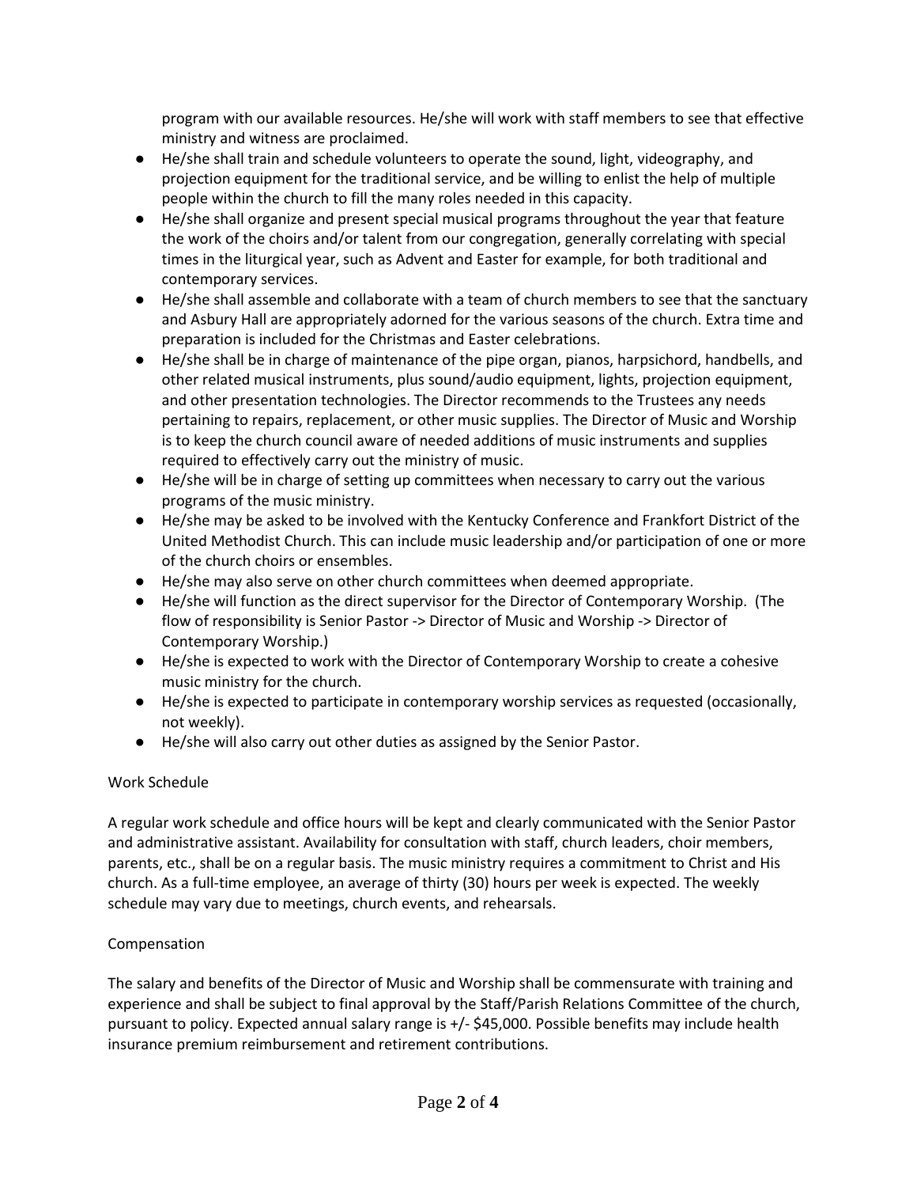program with our available resources. He/she will work with staff members to see that effective ministry and witness are proclaimed.

- He/she shall train and schedule volunteers to operate the sound, light, videography, and projection equipment for the traditional service, and be willing to enlist the help of multiple people within the church to fill the many roles needed in this capacity.
- He/she shall organize and present special musical programs throughout the year that feature the work of the choirs and/or talent from our congregation, generally correlating with special times in the liturgical year, such as Advent and Easter for example, for both traditional and contemporary services.
- He/she shall assemble and collaborate with a team of church members to see that the sanctuary and Asbury Hall are appropriately adorned for the various seasons of the church. Extra time and preparation is included for the Christmas and Easter celebrations.
- He/she shall be in charge of maintenance of the pipe organ, pianos, harpsichord, handbells, and other related musical instruments, plus sound/audio equipment, lights, projection equipment, and other presentation technologies. The Director recommends to the Trustees any needs pertaining to repairs, replacement, or other music supplies. The Director of Music and Worship is to keep the church council aware of needed additions of music instruments and supplies required to effectively carry out the ministry of music.
- He/she will be in charge of setting up committees when necessary to carry out the various programs of the music ministry.
- He/she may be asked to be involved with the Kentucky Conference and Frankfort District of the United Methodist Church. This can include music leadership and/or participation of one or more of the church choirs or ensembles.
- He/she may also serve on other church committees when deemed appropriate.
- He/she will function as the direct supervisor for the Director of Contemporary Worship. (The flow of responsibility is Senior Pastor -> Director of Music and Worship -> Director of Contemporary Worship.)
- He/she is expected to work with the Director of Contemporary Worship to create a cohesive music ministry for the church.
- He/she is expected to participate in contemporary worship services as requested (occasionally, not weekly).
- He/she will also carry out other duties as assigned by the Senior Pastor.

Work Schedule

A regular work schedule and office hours will be kept and clearly communicated with the Senior Pastor and administrative assistant. Availability for consultation with staff, church leaders, choir members, parents, etc., shall be on a regular basis. The music ministry requires a commitment to Christ and His church. As a full-time employee, an average of thirty (30) hours per week is expected. The weekly schedule may vary due to meetings, church events, and rehearsals.

Compensation

The salary and benefits of the Director of Music and Worship shall be commensurate with training and experience and shall be subject to final approval by the Staff/Parish Relations Committee of the church, pursuant to policy. Expected annual salary range is +/- $45,000. Possible benefits may include health insurance premium reimbursement and retirement contributions.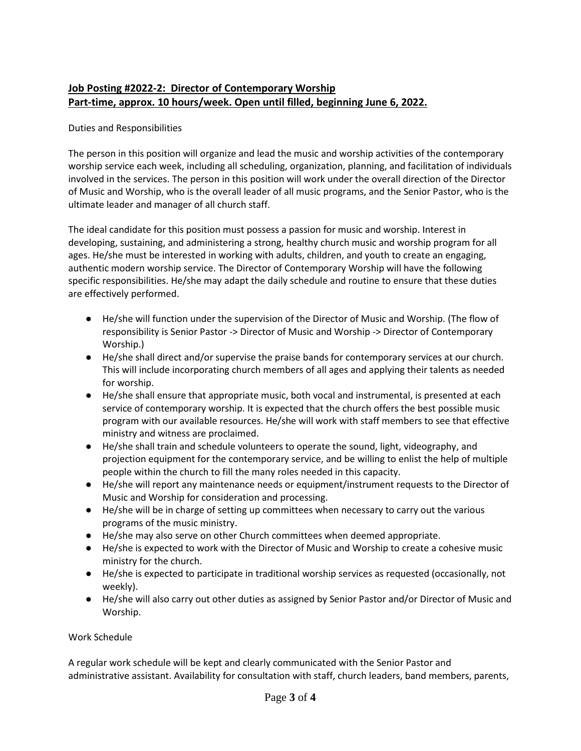**Job Posting #2022-2: Director of Contemporary Worship**
**Part-time, approx. 10 hours/week. Open until filled, beginning June 6, 2022.**

Duties and Responsibilities

The person in this position will organize and lead the music and worship activities of the contemporary worship service each week, including all scheduling, organization, planning, and facilitation of individuals involved in the services. The person in this position will work under the overall direction of the Director of Music and Worship, who is the overall leader of all music programs, and the Senior Pastor, who is the ultimate leader and manager of all church staff.

The ideal candidate for this position must possess a passion for music and worship. Interest in developing, sustaining, and administering a strong, healthy church music and worship program for all ages. He/she must be interested in working with adults, children, and youth to create an engaging, authentic modern worship service. The Director of Contemporary Worship will have the following specific responsibilities. He/she may adapt the daily schedule and routine to ensure that these duties are effectively performed.

- He/she will function under the supervision of the Director of Music and Worship. (The flow of responsibility is Senior Pastor -> Director of Music and Worship -> Director of Contemporary Worship.)
- He/she shall direct and/or supervise the praise bands for contemporary services at our church. This will include incorporating church members of all ages and applying their talents as needed for worship.
- He/she shall ensure that appropriate music, both vocal and instrumental, is presented at each service of contemporary worship. It is expected that the church offers the best possible music program with our available resources. He/she will work with staff members to see that effective ministry and witness are proclaimed.
- He/she shall train and schedule volunteers to operate the sound, light, videography, and projection equipment for the contemporary service, and be willing to enlist the help of multiple people within the church to fill the many roles needed in this capacity.
- He/she will report any maintenance needs or equipment/instrument requests to the Director of Music and Worship for consideration and processing.
- He/she will be in charge of setting up committees when necessary to carry out the various programs of the music ministry.
- He/she may also serve on other Church committees when deemed appropriate.
- He/she is expected to work with the Director of Music and Worship to create a cohesive music ministry for the church.
- He/she is expected to participate in traditional worship services as requested (occasionally, not weekly).
- He/she will also carry out other duties as assigned by Senior Pastor and/or Director of Music and Worship.

Work Schedule

A regular work schedule will be kept and clearly communicated with the Senior Pastor and administrative assistant. Availability for consultation with staff, church leaders, band members, parents,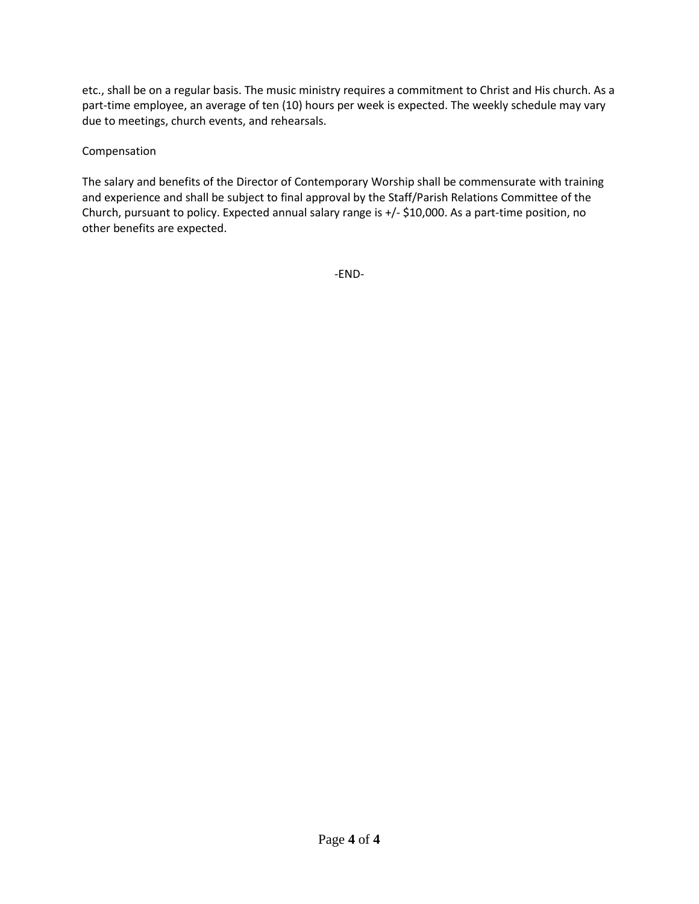etc., shall be on a regular basis. The music ministry requires a commitment to Christ and His church. As a part-time employee, an average of ten (10) hours per week is expected. The weekly schedule may vary due to meetings, church events, and rehearsals.

Compensation

The salary and benefits of the Director of Contemporary Worship shall be commensurate with training and experience and shall be subject to final approval by the Staff/Parish Relations Committee of the Church, pursuant to policy. Expected annual salary range is +/- $10,000. As a part-time position, no other benefits are expected.

-END-